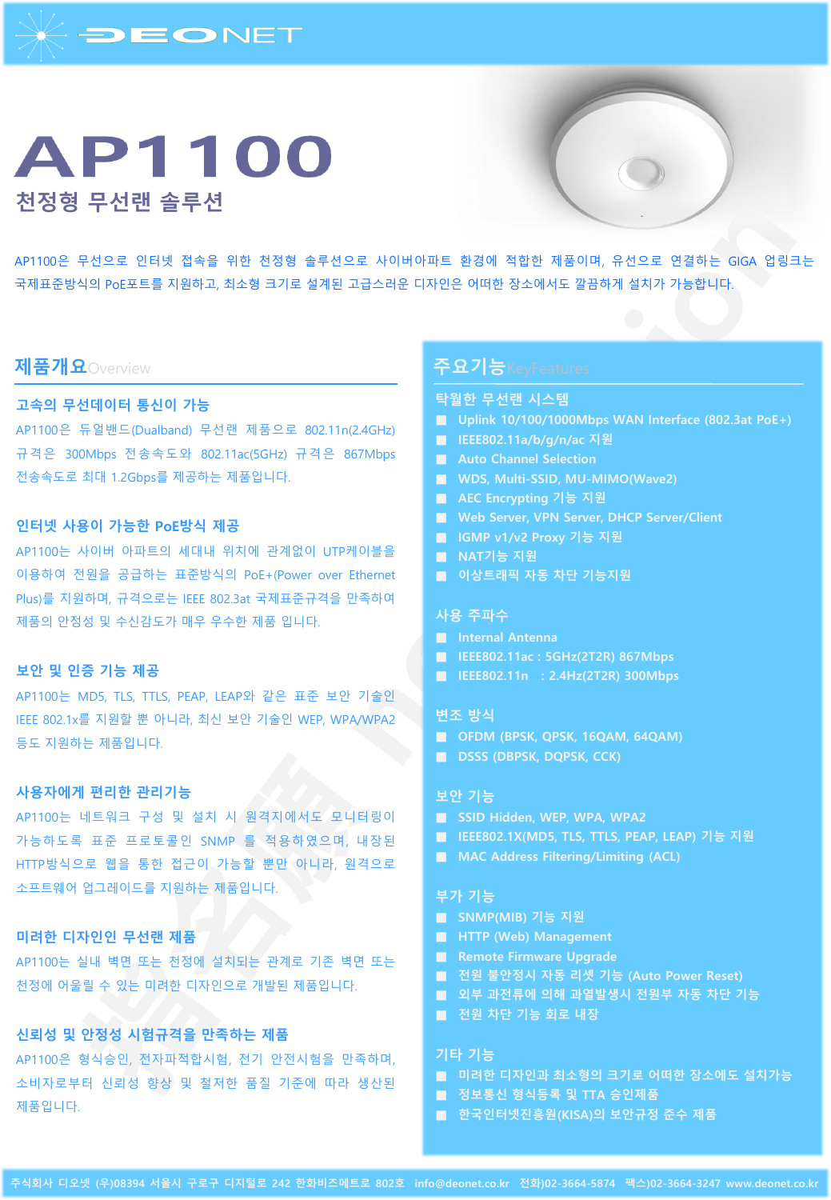DEONET

# AP1100

## 천정형 무선랜 솔루션

AP1100은 무선으로 인터넷 접속을 위한 천정형 솔루션으로 사이버아파트 환경에 적합한 제품이며, 유선으로 연결하는 GIGA 업링크는 국제표준방식의 PoE포트를 지원하고, 최소형 크기로 설계된 고급스러운 디자인은 어떠한 장소에서도 깔끔하게 설치가 가능합니다.

## 제품개요 Overview

### 고속의 무선데이터 통신이 가능

AP1100은 듀얼밴드(Dualband) 무선랜 제품으로 802.11n(2.4GHz) 규격은 300Mbps 전송속도와 802.11ac(5GHz) 규격은 867Mbps 전송속도로 최대 1.2Gbps를 제공하는 제품입니다.

### 인터넷 사용이 가능한 PoE방식 제공

AP1100는 사이버 아파트의 세대내 위치에 관계없이 UTP케이블을 이용하여 전원을 공급하는 표준방식의 PoE+(Power over Ethernet Plus)를 지원하며, 규격으로는 IEEE 802.3at 국제표준규격을 만족하여 제품의 안정성 및 수신감도가 매우 우수한 제품 입니다.

### 보안 및 인증 기능 제공

AP1100는 MD5, TLS, TTLS, PEAP, LEAP와 같은 표준 보안 기술인 IEEE 802.1x를 지원할 뿐 아니라, 최신 보안 기술인 WEP, WPA/WPA2 등도 지원하는 제품입니다.

### 사용자에게 편리한 관리기능

AP1100는 네트워크 구성 및 설치 시 원격지에서도 모니터링이 가능하도록 표준 프로토콜인 SNMP 를 적용하였으며, 내장된 HTTP방식으로 웹을 통한 접근이 가능할 뿐만 아니라, 원격으로 소프트웨어 업그레이드를 지원하는 제품입니다.

### 미려한 디자인인 무선랜 제품

AP1100는 실내 벽면 또는 천정에 설치되는 관계로 기존 벽면 또는 천정에 어울릴 수 있는 미려한 디자인으로 개발된 제품입니다.

### 신뢰성 및 안정성 시험규격을 만족하는 제품

AP1100은 형식승인, 전자파적합시험, 전기 안전시험을 만족하며, 소비자로부터 신뢰성 향상 및 철저한 품질 기준에 따라 생산된 제품입니다.

## 주요기능 KeyFeatures

### 탁월한 무선랜 시스템

- Uplink 10/100/1000Mbps WAN Interface (802.3at PoE+)
- IEEE802.11a/b/g/n/ac 지원
- Auto Channel Selection
- WDS, Multi-SSID, MU-MIMO(Wave2)
- AEC Encrypting 기능 지원
- Web Server, VPN Server, DHCP Server/Client
- IGMP v1/v2 Proxy 기능 지원
- NAT기능 지원
- 이상트래픽 자동 차단 기능지원

### 사용 주파수

- Internal Antenna
- IEEE802.11ac : 5GHz(2T2R) 867Mbps
- IEEE802.11n : 2.4Hz(2T2R) 300Mbps

### 변조 방식

- OFDM (BPSK, QPSK, 16QAM, 64QAM)
- DSSS (DBPSK, DQPSK, CCK)

### 보안 기능

- SSID Hidden, WEP, WPA, WPA2
- IEEE802.1X(MD5, TLS, TTLS, PEAP, LEAP) 기능 지원
- MAC Address Filtering/Limiting (ACL)

### 부가 기능

- SNMP(MIB) 기능 지원
- HTTP (Web) Management
- Remote Firmware Upgrade
- 전원 불안정시 자동 리셋 기능 (Auto Power Reset)
- 외부 과전류에 의해 과열발생시 전원부 자동 차단 기능
- 전원 차단 기능 회로 내장

### 기타 기능

- 미려한 디자인과 최소형의 크기로 어떠한 장소에도 설치가능
- 정보통신 형식등록 및 TTA 승인제품
- 한국인터넷진흥원(KISA)의 보안규정 준수 제품

주식회사 디오넷 (우)08394 서울시 구로구 디지털로 242 한화비즈메트로 802호 info@deonet.co.kr 전화)02-3664-5874 팩스)02-3664-3247 www.deonet.co.kr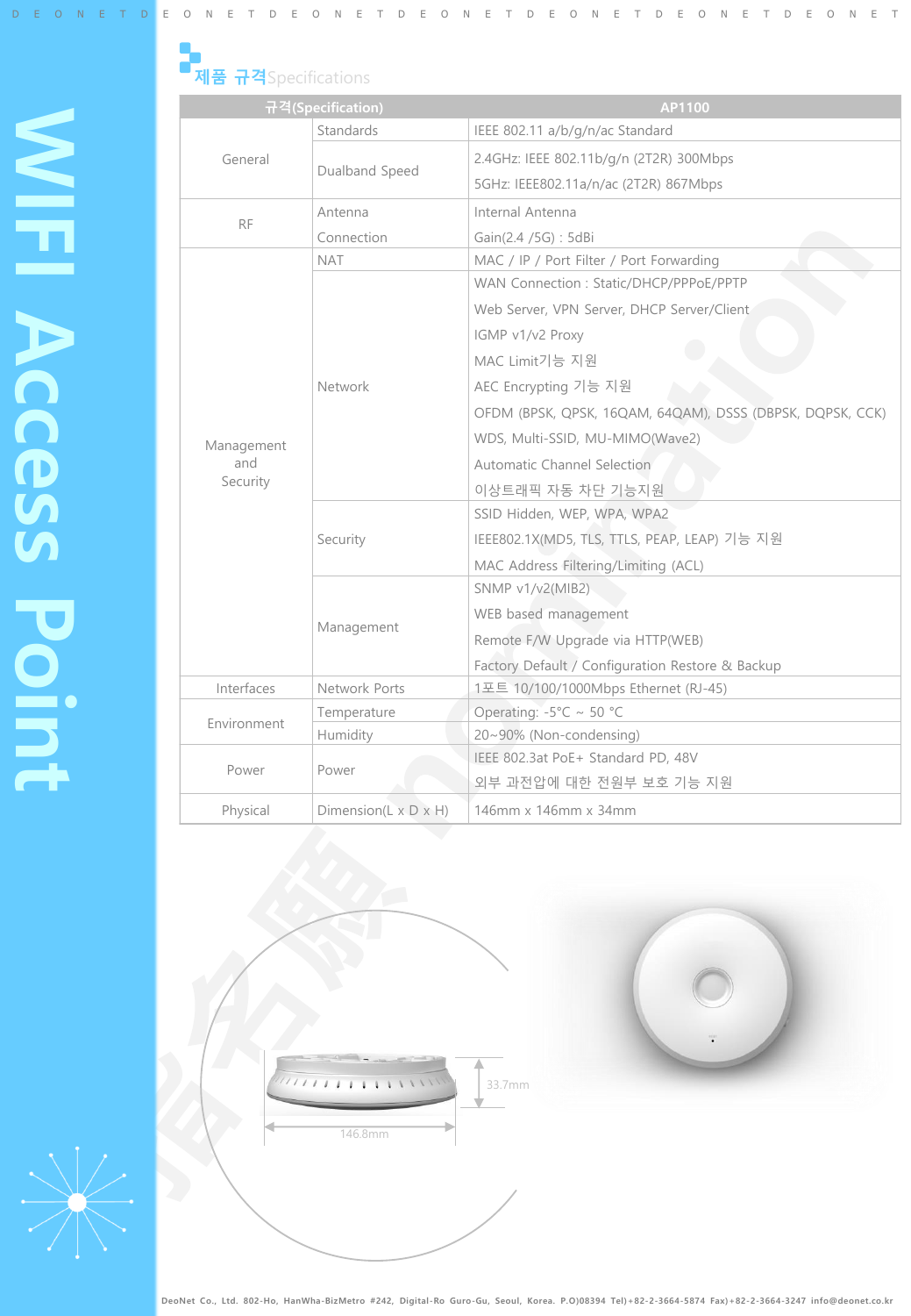## 제품 규격Specifications

| 규격(Specification) | | AP1100 |
|---|---|---|
| General | Standards | IEEE 802.11 a/b/g/n/ac Standard |
| | Dualband Speed | 2.4GHz: IEEE 802.11b/g/n (2T2R) 300Mbps<br>5GHz: IEEE802.11a/n/ac (2T2R) 867Mbps |
| RF | Antenna<br>Connection | Internal Antenna<br>Gain(2.4 /5G) : 5dBi |
| Management and Security | NAT | MAC / IP / Port Filter / Port Forwarding |
| | Network | WAN Connection : Static/DHCP/PPPoE/PPTP<br>Web Server, VPN Server, DHCP Server/Client<br>IGMP v1/v2 Proxy<br>MAC Limit기능 지원<br>AEC Encrypting 기능 지원<br>OFDM (BPSK, QPSK, 16QAM, 64QAM), DSSS (DBPSK, DQPSK, CCK)<br>WDS, Multi-SSID, MU-MIMO(Wave2)<br>Automatic Channel Selection<br>이상트래픽 자동 차단 기능지원 |
| | Security | SSID Hidden, WEP, WPA, WPA2<br>IEEE802.1X(MD5, TLS, TTLS, PEAP, LEAP) 기능 지원<br>MAC Address Filtering/Limiting (ACL) |
| | Management | SNMP v1/v2(MIB2)<br>WEB based management<br>Remote F/W Upgrade via HTTP(WEB)<br>Factory Default / Configuration Restore & Backup |
| Interfaces | Network Ports | 1포트 10/100/1000Mbps Ethernet (RJ-45) |
| Environment | Temperature | Operating: -5°C ~ 50 °C |
| | Humidity | 20~90% (Non-condensing) |
| Power | Power | IEEE 802.3at PoE+ Standard PD, 48V<br>외부 과전압에 대한 전원부 보호 기능 지원 |
| Physical | Dimension(L x D x H) | 146mm x 146mm x 34mm |

33.7mm

146.8mm

DeoNet Co., Ltd. 802-Ho, HanWha-BizMetro #242, Digital-Ro Guro-Gu, Seoul, Korea. P.O)08394 Tel)+82-2-3664-5874 Fax)+82-2-3664-3247 info@deonet.co.kr